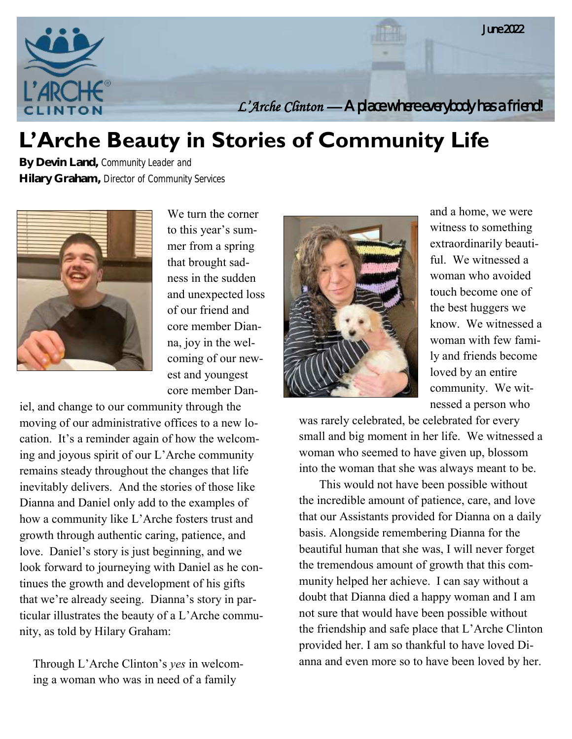June 2022

*L'Arche Clinton* — A place where everybody has a friend!

# L'Arche Beauty in Stories of Community Life

**By Devin Land,** Community Leader and
**Hilary Graham,** Director of Community Services

We turn the corner to this year's summer from a spring that brought sadness in the sudden and unexpected loss of our friend and core member Dianna, joy in the welcoming of our newest and youngest core member Daniel, and change to our community through the moving of our administrative offices to a new location. It's a reminder again of how the welcoming and joyous spirit of our L'Arche community remains steady throughout the changes that life inevitably delivers. And the stories of those like Dianna and Daniel only add to the examples of how a community like L'Arche fosters trust and growth through authentic caring, patience, and love. Daniel's story is just beginning, and we look forward to journeying with Daniel as he continues the growth and development of his gifts that we're already seeing. Dianna's story in particular illustrates the beauty of a L'Arche community, as told by Hilary Graham:

Through L'Arche Clinton's *yes* in welcoming a woman who was in need of a family and a home, we were witness to something extraordinarily beautiful. We witnessed a woman who avoided touch become one of the best huggers we know. We witnessed a woman with few family and friends become loved by an entire community. We witnessed a person who was rarely celebrated, be celebrated for every small and big moment in her life. We witnessed a woman who seemed to have given up, blossom into the woman that she was always meant to be.

This would not have been possible without the incredible amount of patience, care, and love that our Assistants provided for Dianna on a daily basis. Alongside remembering Dianna for the beautiful human that she was, I will never forget the tremendous amount of growth that this community helped her achieve. I can say without a doubt that Dianna died a happy woman and I am not sure that would have been possible without the friendship and safe place that L'Arche Clinton provided her. I am so thankful to have loved Dianna and even more so to have been loved by her.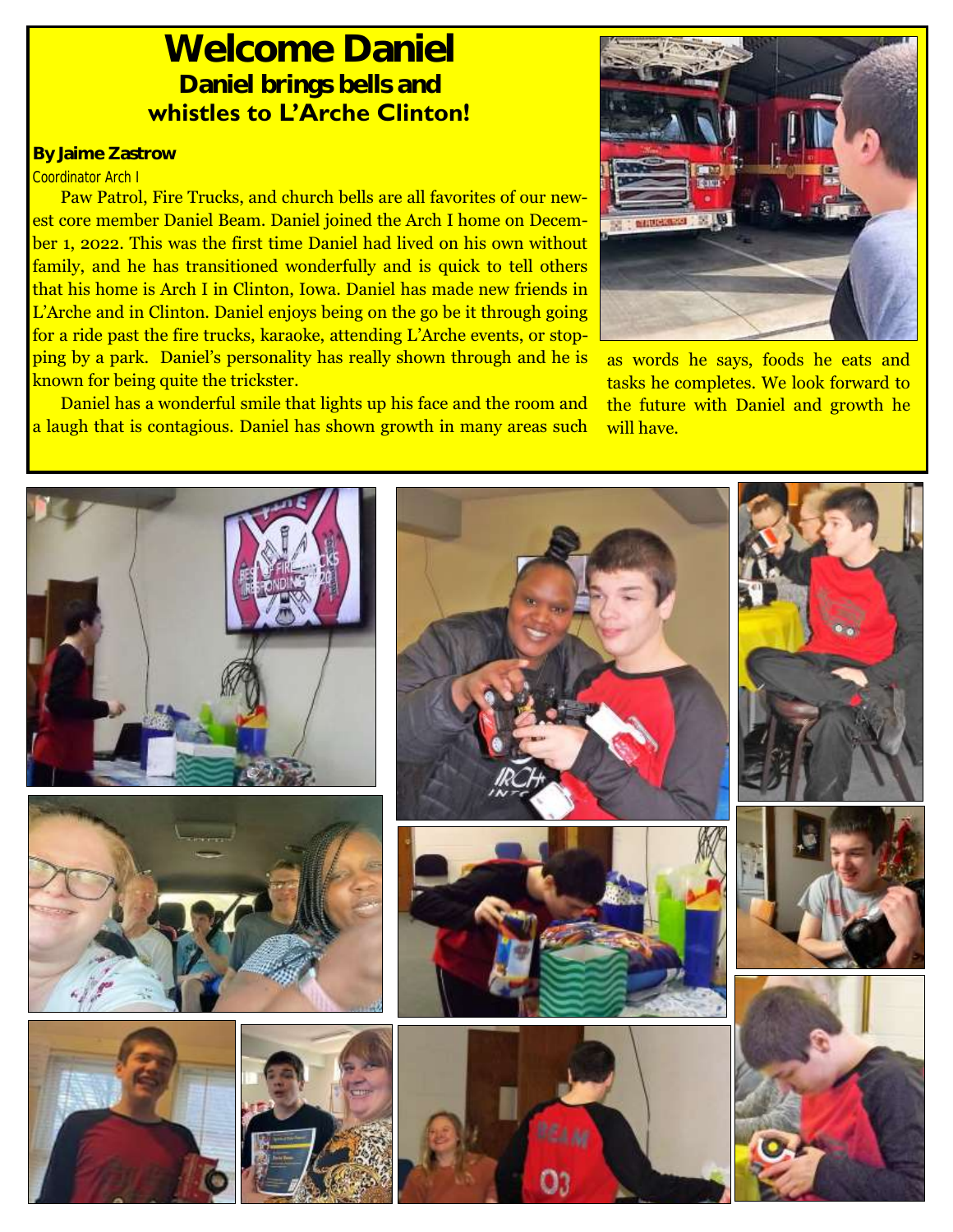# Welcome Daniel

## Daniel brings bells and whistles to L'Arche Clinton!

**By Jaime Zastrow**

Coordinator Arch I

Paw Patrol, Fire Trucks, and church bells are all favorites of our newest core member Daniel Beam. Daniel joined the Arch I home on December 1, 2022. This was the first time Daniel had lived on his own without family, and he has transitioned wonderfully and is quick to tell others that his home is Arch I in Clinton, Iowa. Daniel has made new friends in L'Arche and in Clinton. Daniel enjoys being on the go be it through going for a ride past the fire trucks, karaoke, attending L'Arche events, or stopping by a park. Daniel's personality has really shown through and he is known for being quite the trickster.

Daniel has a wonderful smile that lights up his face and the room and a laugh that is contagious. Daniel has shown growth in many areas such as words he says, foods he eats and tasks he completes. We look forward to the future with Daniel and growth he will have.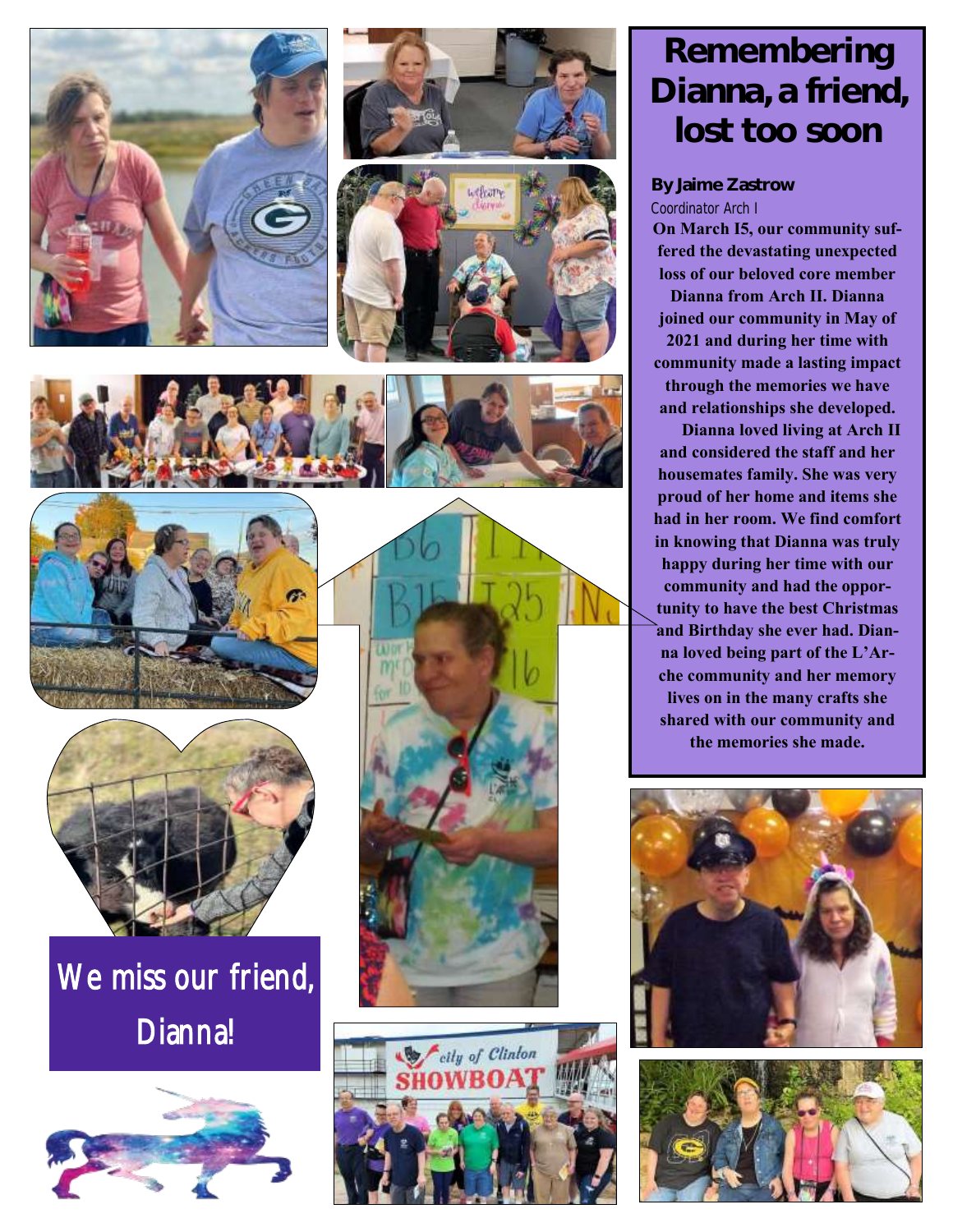# Remembering Dianna, a friend, lost too soon

**By Jaime Zastrow**
Coordinator Arch I

**On March 15, our community suffered the devastating unexpected loss of our beloved core member Dianna from Arch II. Dianna joined our community in May of 2021 and during her time with community made a lasting impact through the memories we have and relationships she developed.**

**Dianna loved living at Arch II and considered the staff and her housemates family. She was very proud of her home and items she had in her room. We find comfort in knowing that Dianna was truly happy during her time with our community and had the opportunity to have the best Christmas and Birthday she ever had. Dianna loved being part of the L'Arche community and her memory lives on in the many crafts she shared with our community and the memories she made.**

We miss our friend, Dianna!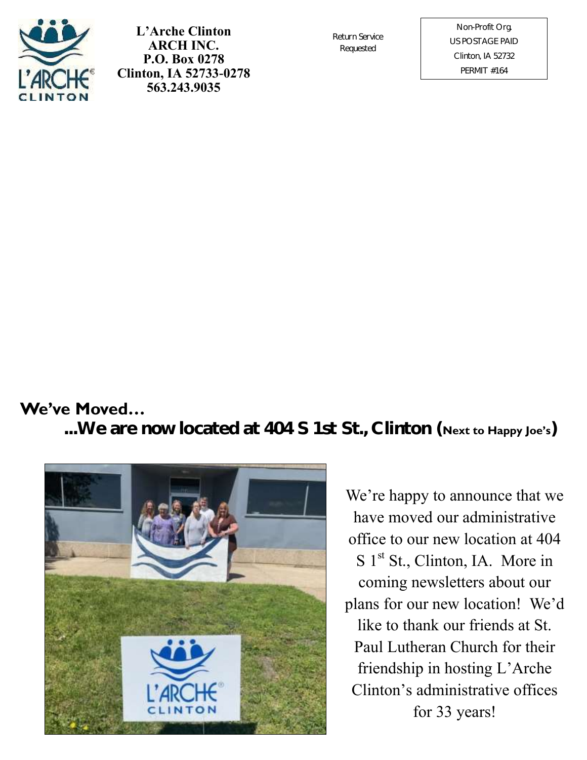**L'Arche Clinton**
**ARCH INC.**
**P.O. Box 0278**
**Clinton, IA 52733-0278**
**563.243.9035**

Return Service Requested

Non-Profit Org.
US POSTAGE PAID
Clinton, IA 52732
PERMIT #164

## We've Moved…

## ...We are now located at 404 S 1st St., Clinton (Next to Happy Joe's)

We're happy to announce that we have moved our administrative office to our new location at 404 S 1st St., Clinton, IA. More in coming newsletters about our plans for our new location! We'd like to thank our friends at St. Paul Lutheran Church for their friendship in hosting L'Arche Clinton's administrative offices for 33 years!